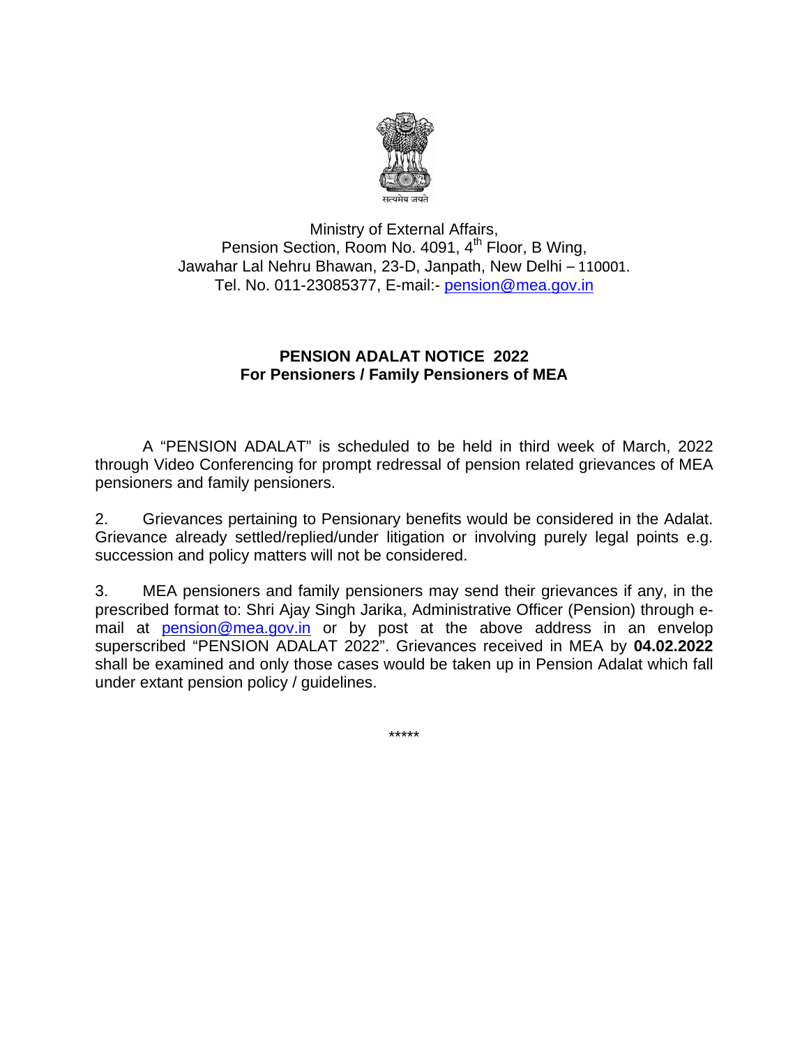सत्यमेव जयते

Ministry of External Affairs,
Pension Section, Room No. 4091, 4th Floor, B Wing,
Jawahar Lal Nehru Bhawan, 23-D, Janpath, New Delhi – 110001.
Tel. No. 011-23085377, E-mail:- pension@mea.gov.in

## PENSION ADALAT NOTICE 2022
## For Pensioners / Family Pensioners of MEA

A "PENSION ADALAT" is scheduled to be held in third week of March, 2022 through Video Conferencing for prompt redressal of pension related grievances of MEA pensioners and family pensioners.

2. Grievances pertaining to Pensionary benefits would be considered in the Adalat. Grievance already settled/replied/under litigation or involving purely legal points e.g. succession and policy matters will not be considered.

3. MEA pensioners and family pensioners may send their grievances if any, in the prescribed format to: Shri Ajay Singh Jarika, Administrative Officer (Pension) through e-mail at pension@mea.gov.in or by post at the above address in an envelop superscribed "PENSION ADALAT 2022". Grievances received in MEA by **04.02.2022** shall be examined and only those cases would be taken up in Pension Adalat which fall under extant pension policy / guidelines.

*****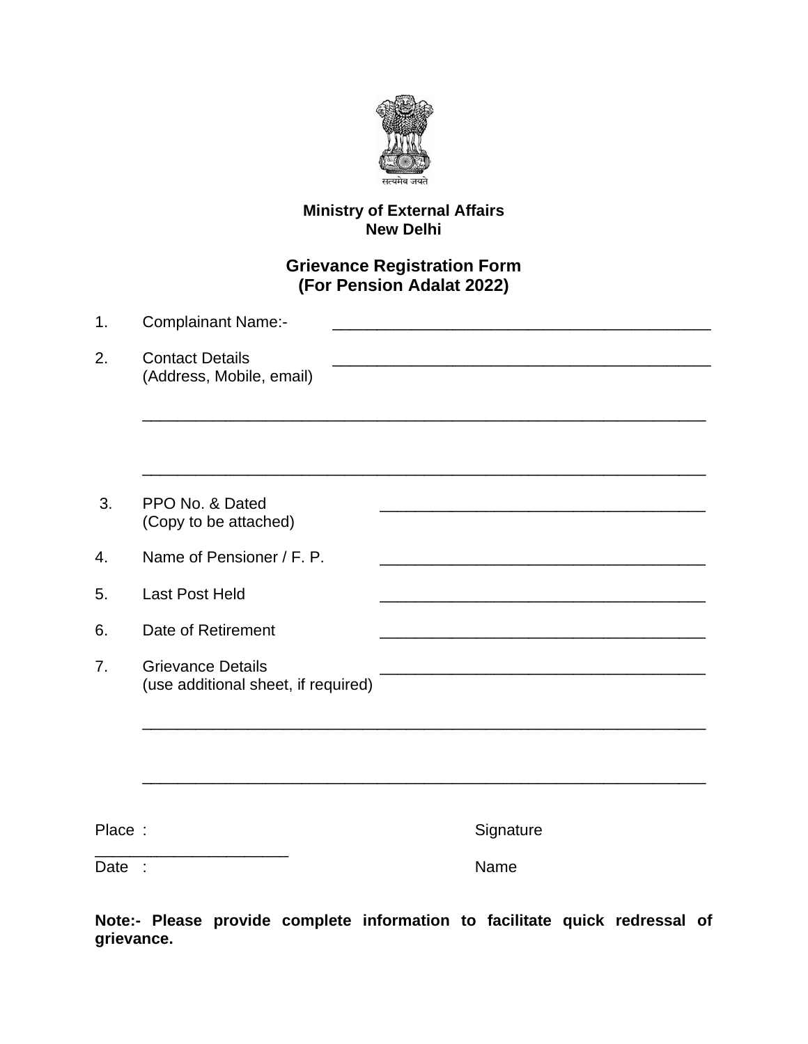सत्यमेव जयते

**Ministry of External Affairs**
**New Delhi**

## Grievance Registration Form
## (For Pension Adalat 2022)

1. Complainant Name:- ____________________________________________

2. Contact Details (Address, Mobile, email) ____________________________________________

   ____________________________________________

   ____________________________________________

3. PPO No. & Dated (Copy to be attached) ______________________________________

4. Name of Pensioner / F. P. ______________________________________

5. Last Post Held ______________________________________

6. Date of Retirement ______________________________________

7. Grievance Details (use additional sheet, if required) ______________________________________

   ____________________________________________

   ____________________________________________

Place : ______________________ Signature

Date : Name

**Note:- Please provide complete information to facilitate quick redressal of grievance.**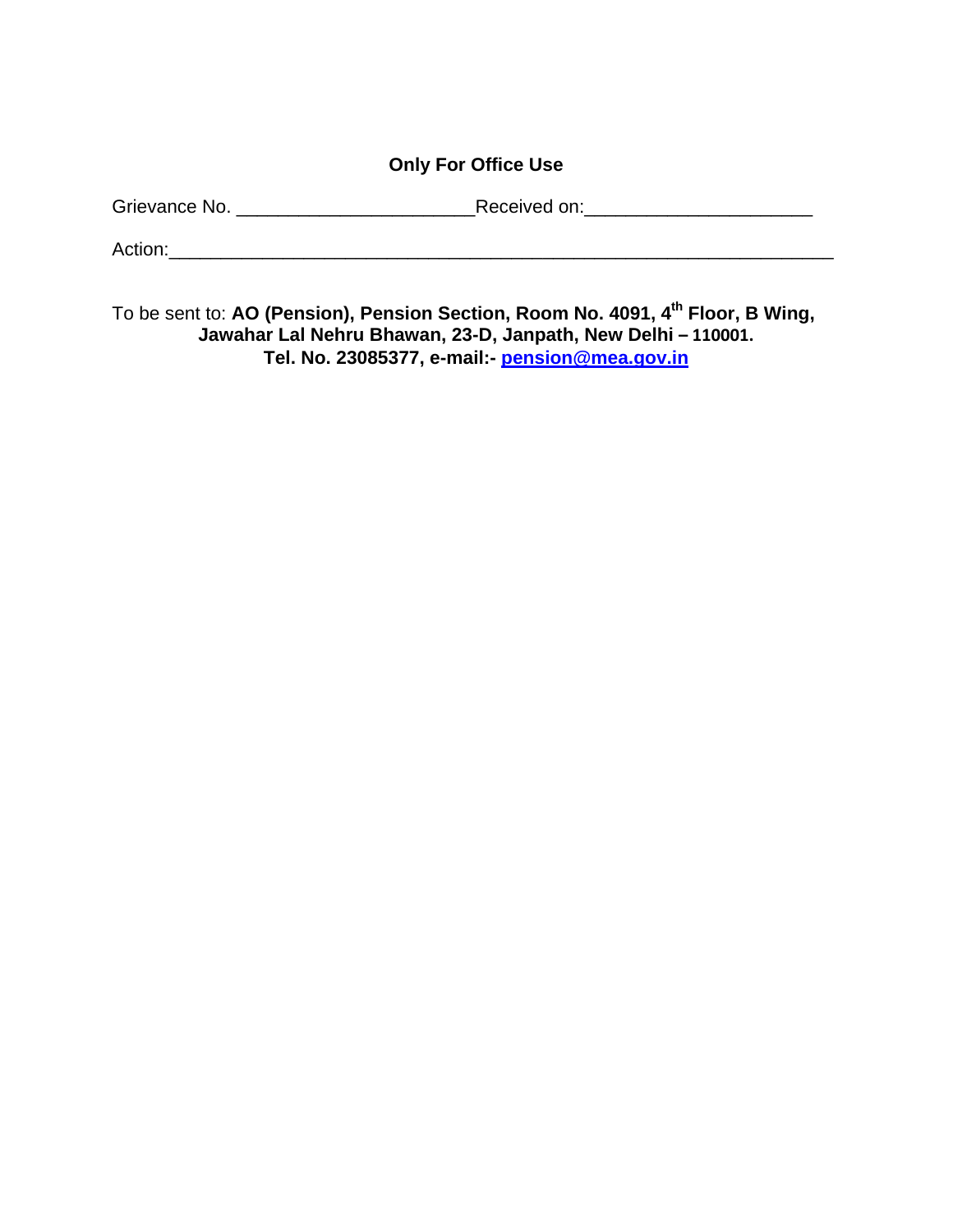**Only For Office Use**

Grievance No. _______________________Received on:______________________

Action:_________________________________________________________________

To be sent to: **AO (Pension), Pension Section, Room No. 4091, 4th Floor, B Wing, Jawahar Lal Nehru Bhawan, 23-D, Janpath, New Delhi – 110001. Tel. No. 23085377, e-mail:- pension@mea.gov.in**